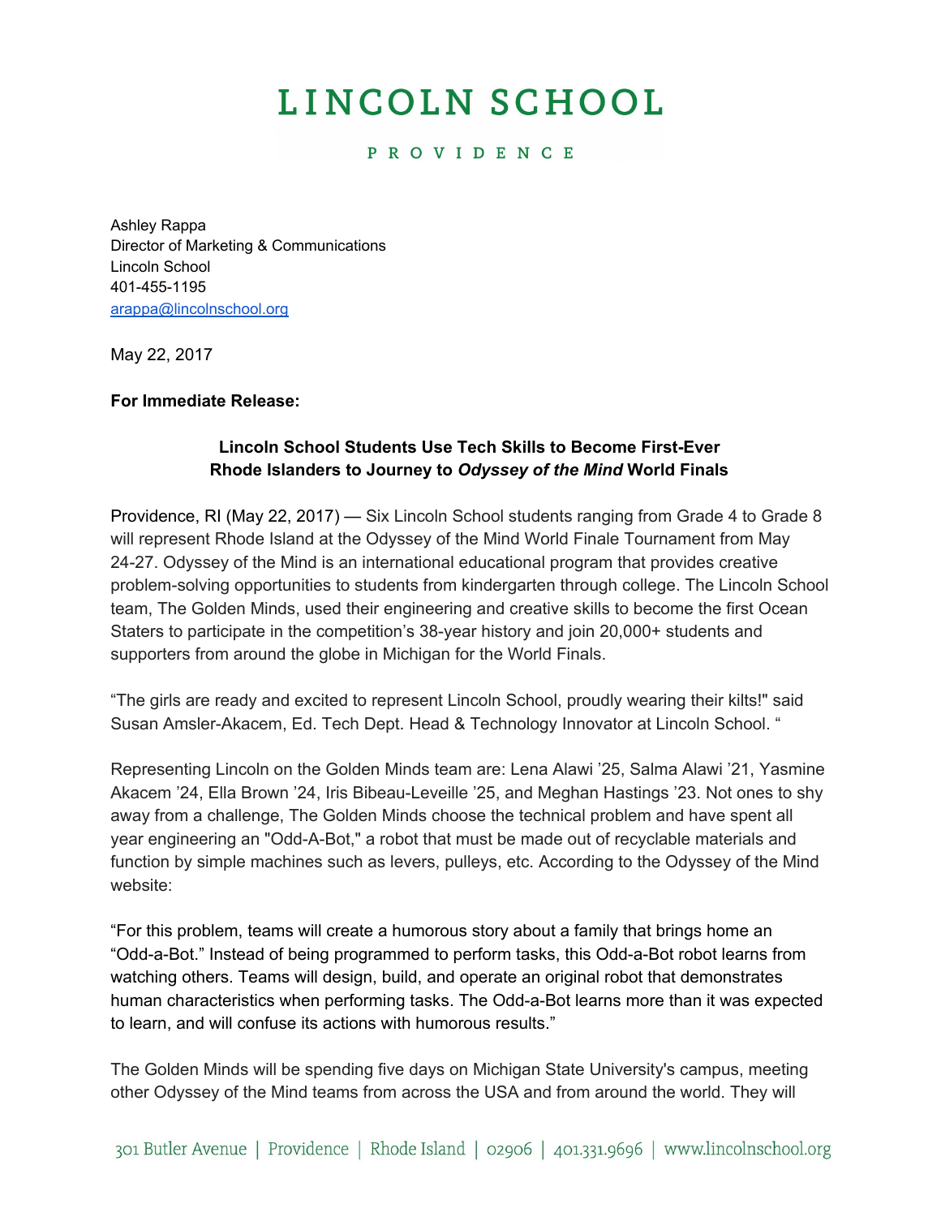# LINCOLN SCHOOL

PROVIDENCE

Ashley Rappa
Director of Marketing & Communications
Lincoln School
401-455-1195
arappa@lincolnschool.org

May 22, 2017

**For Immediate Release:**

**Lincoln School Students Use Tech Skills to Become First-Ever Rhode Islanders to Journey to *Odyssey of the Mind* World Finals**

Providence, RI (May 22, 2017) — Six Lincoln School students ranging from Grade 4 to Grade 8 will represent Rhode Island at the Odyssey of the Mind World Finale Tournament from May 24-27. Odyssey of the Mind is an international educational program that provides creative problem-solving opportunities to students from kindergarten through college. The Lincoln School team, The Golden Minds, used their engineering and creative skills to become the first Ocean Staters to participate in the competition's 38-year history and join 20,000+ students and supporters from around the globe in Michigan for the World Finals.

"The girls are ready and excited to represent Lincoln School, proudly wearing their kilts!" said Susan Amsler-Akacem, Ed. Tech Dept. Head & Technology Innovator at Lincoln School. "

Representing Lincoln on the Golden Minds team are: Lena Alawi '25, Salma Alawi '21, Yasmine Akacem '24, Ella Brown '24, Iris Bibeau-Leveille '25, and Meghan Hastings '23. Not ones to shy away from a challenge, The Golden Minds choose the technical problem and have spent all year engineering an "Odd-A-Bot," a robot that must be made out of recyclable materials and function by simple machines such as levers, pulleys, etc. According to the Odyssey of the Mind website:

"For this problem, teams will create a humorous story about a family that brings home an "Odd-a-Bot." Instead of being programmed to perform tasks, this Odd-a-Bot robot learns from watching others. Teams will design, build, and operate an original robot that demonstrates human characteristics when performing tasks. The Odd-a-Bot learns more than it was expected to learn, and will confuse its actions with humorous results."

The Golden Minds will be spending five days on Michigan State University's campus, meeting other Odyssey of the Mind teams from across the USA and from around the world. They will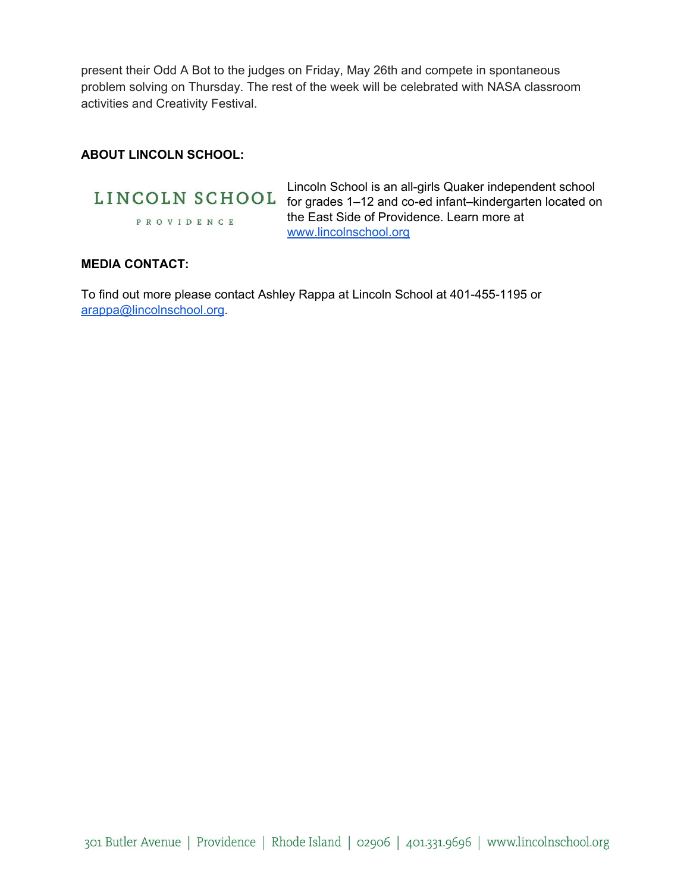present their Odd A Bot to the judges on Friday, May 26th and compete in spontaneous problem solving on Thursday. The rest of the week will be celebrated with NASA classroom activities and Creativity Festival.

**ABOUT LINCOLN SCHOOL:**

LINCOLN SCHOOL
PROVIDENCE

Lincoln School is an all-girls Quaker independent school for grades 1–12 and co-ed infant–kindergarten located on the East Side of Providence. Learn more at [www.lincolnschool.org](http://www.lincolnschool.org)

**MEDIA CONTACT:**

To find out more please contact Ashley Rappa at Lincoln School at 401-455-1195 or [arappa@lincolnschool.org](mailto:arappa@lincolnschool.org).